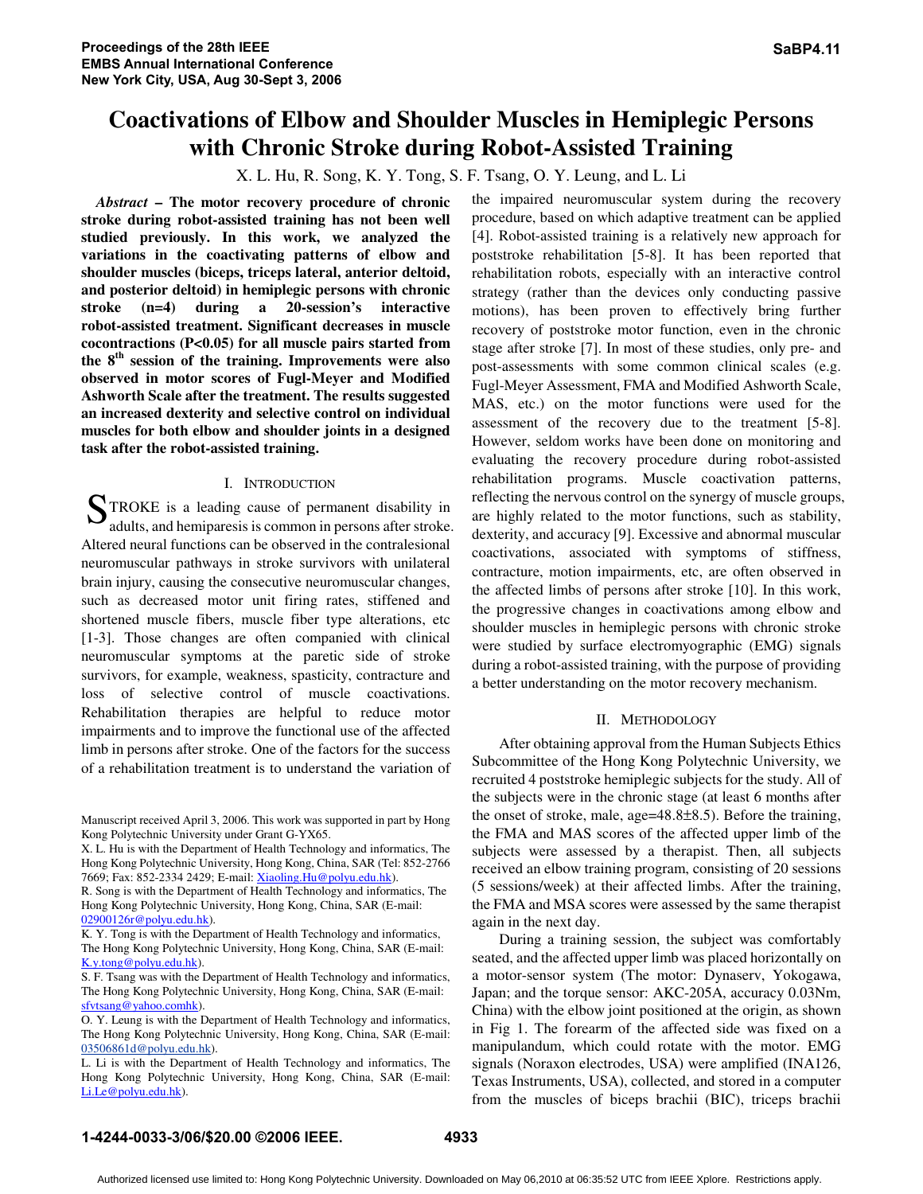# Coactivations of Elbow and Shoulder Muscles in Hemiplegic Persons with Chronic Stroke during Robot-Assisted Training

X. L. Hu, R. Song, K. Y. Tong, S. F. Tsang, O. Y. Leung, and L. Li

***Abstract*** **– The motor recovery procedure of chronic stroke during robot-assisted training has not been well studied previously. In this work, we analyzed the variations in the coactivating patterns of elbow and shoulder muscles (biceps, triceps lateral, anterior deltoid, and posterior deltoid) in hemiplegic persons with chronic stroke (n=4) during a 20-session's interactive robot-assisted treatment. Significant decreases in muscle cocontractions ($P<0.05$) for all muscle pairs started from the 8th session of the training. Improvements were also observed in motor scores of Fugl-Meyer and Modified Ashworth Scale after the treatment. The results suggested an increased dexterity and selective control on individual muscles for both elbow and shoulder joints in a designed task after the robot-assisted training.**

## I. Introduction

STROKE is a leading cause of permanent disability in adults, and hemiparesis is common in persons after stroke. Altered neural functions can be observed in the contralesional neuromuscular pathways in stroke survivors with unilateral brain injury, causing the consecutive neuromuscular changes, such as decreased motor unit firing rates, stiffened and shortened muscle fibers, muscle fiber type alterations, etc [1-3]. Those changes are often companied with clinical neuromuscular symptoms at the paretic side of stroke survivors, for example, weakness, spasticity, contracture and loss of selective control of muscle coactivations. Rehabilitation therapies are helpful to reduce motor impairments and to improve the functional use of the affected limb in persons after stroke. One of the factors for the success of a rehabilitation treatment is to understand the variation of the impaired neuromuscular system during the recovery procedure, based on which adaptive treatment can be applied [4]. Robot-assisted training is a relatively new approach for poststroke rehabilitation [5-8]. It has been reported that rehabilitation robots, especially with an interactive control strategy (rather than the devices only conducting passive motions), has been proven to effectively bring further recovery of poststroke motor function, even in the chronic stage after stroke [7]. In most of these studies, only pre- and post-assessments with some common clinical scales (e.g. Fugl-Meyer Assessment, FMA and Modified Ashworth Scale, MAS, etc.) on the motor functions were used for the assessment of the recovery due to the treatment [5-8]. However, seldom works have been done on monitoring and evaluating the recovery procedure during robot-assisted rehabilitation programs. Muscle coactivation patterns, reflecting the nervous control on the synergy of muscle groups, are highly related to the motor functions, such as stability, dexterity, and accuracy [9]. Excessive and abnormal muscular coactivations, associated with symptoms of stiffness, contracture, motion impairments, etc, are often observed in the affected limbs of persons after stroke [10]. In this work, the progressive changes in coactivations among elbow and shoulder muscles in hemiplegic persons with chronic stroke were studied by surface electromyographic (EMG) signals during a robot-assisted training, with the purpose of providing a better understanding on the motor recovery mechanism.

## II. Methodology

After obtaining approval from the Human Subjects Ethics Subcommittee of the Hong Kong Polytechnic University, we recruited 4 poststroke hemiplegic subjects for the study. All of the subjects were in the chronic stage (at least 6 months after the onset of stroke, male, age=48.8±8.5). Before the training, the FMA and MAS scores of the affected upper limb of the subjects were assessed by a therapist. Then, all subjects received an elbow training program, consisting of 20 sessions (5 sessions/week) at their affected limbs. After the training, the FMA and MSA scores were assessed by the same therapist again in the next day.

During a training session, the subject was comfortably seated, and the affected upper limb was placed horizontally on a motor-sensor system (The motor: Dynaserv, Yokogawa, Japan; and the torque sensor: AKC-205A, accuracy 0.03Nm, China) with the elbow joint positioned at the origin, as shown in Fig 1. The forearm of the affected side was fixed on a manipulandum, which could rotate with the motor. EMG signals (Noraxon electrodes, USA) were amplified (INA126, Texas Instruments, USA), collected, and stored in a computer from the muscles of biceps brachii (BIC), triceps brachii

---

Manuscript received April 3, 2006. This work was supported in part by Hong Kong Polytechnic University under Grant G-YX65.

X. L. Hu is with the Department of Health Technology and informatics, The Hong Kong Polytechnic University, Hong Kong, China, SAR (Tel: 852-2766 7669; Fax: 852-2334 2429; E-mail: Xiaoling.Hu@polyu.edu.hk).

R. Song is with the Department of Health Technology and informatics, The Hong Kong Polytechnic University, Hong Kong, China, SAR (E-mail: 02900126r@polyu.edu.hk).

K. Y. Tong is with the Department of Health Technology and informatics, The Hong Kong Polytechnic University, Hong Kong, China, SAR (E-mail: K.y.tong@polyu.edu.hk).

S. F. Tsang was with the Department of Health Technology and informatics, The Hong Kong Polytechnic University, Hong Kong, China, SAR (E-mail: sfvtsang@yahoo.comhk).

O. Y. Leung is with the Department of Health Technology and informatics, The Hong Kong Polytechnic University, Hong Kong, China, SAR (E-mail: 03506861d@polyu.edu.hk).

L. Li is with the Department of Health Technology and informatics, The Hong Kong Polytechnic University, Hong Kong, China, SAR (E-mail: Li.Le@polyu.edu.hk).

1-4244-0033-3/06/$20.00 ©2006 IEEE.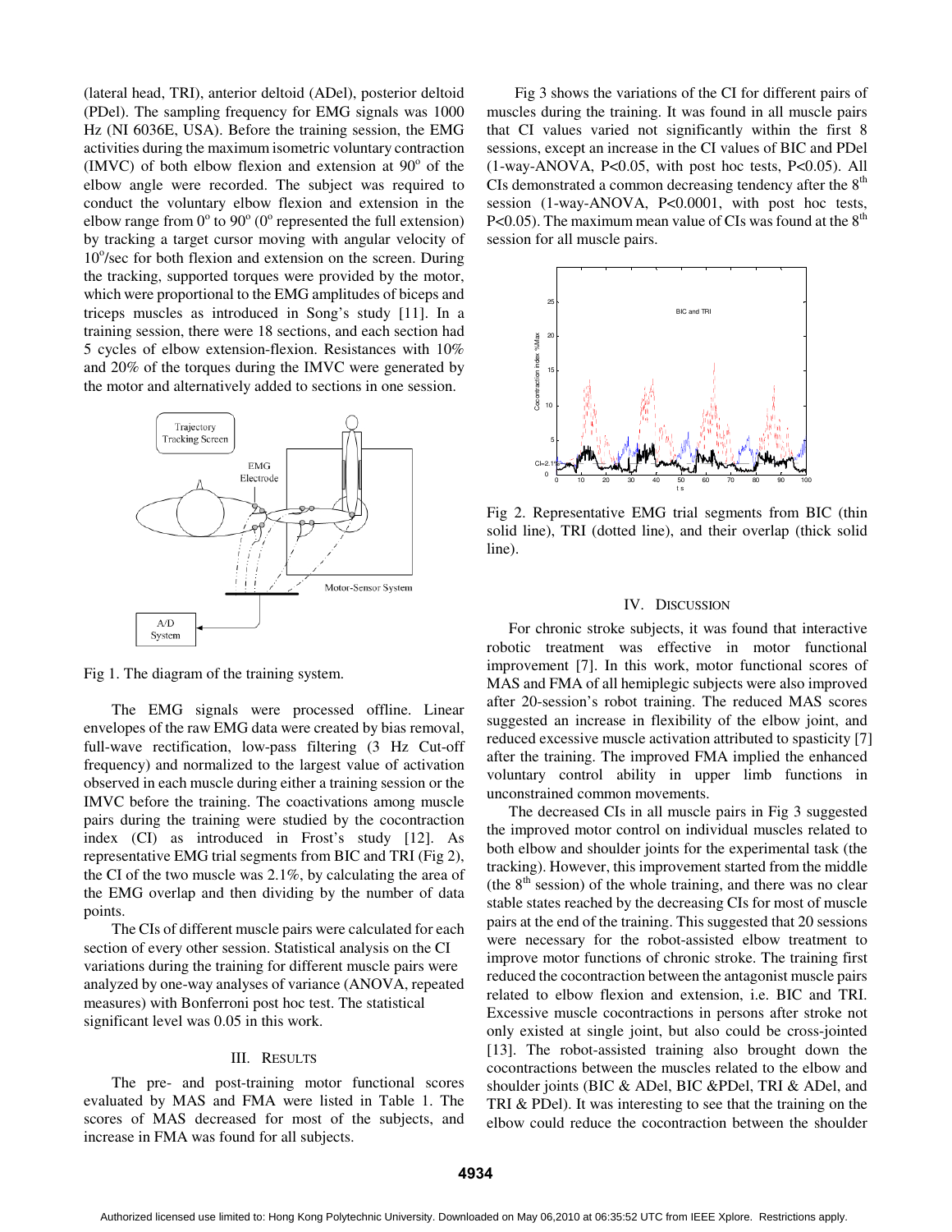(lateral head, TRI), anterior deltoid (ADel), posterior deltoid (PDel). The sampling frequency for EMG signals was 1000 Hz (NI 6036E, USA). Before the training session, the EMG activities during the maximum isometric voluntary contraction (IMVC) of both elbow flexion and extension at 90° of the elbow angle were recorded. The subject was required to conduct the voluntary elbow flexion and extension in the elbow range from 0° to 90° (0° represented the full extension) by tracking a target cursor moving with angular velocity of 10°/sec for both flexion and extension on the screen. During the tracking, supported torques were provided by the motor, which were proportional to the EMG amplitudes of biceps and triceps muscles as introduced in Song's study [11]. In a training session, there were 18 sections, and each section had 5 cycles of elbow extension-flexion. Resistances with 10% and 20% of the torques during the IMVC were generated by the motor and alternatively added to sections in one session.

Fig 1. The diagram of the training system.

The EMG signals were processed offline. Linear envelopes of the raw EMG data were created by bias removal, full-wave rectification, low-pass filtering (3 Hz Cut-off frequency) and normalized to the largest value of activation observed in each muscle during either a training session or the IMVC before the training. The coactivations among muscle pairs during the training were studied by the cocontraction index (CI) as introduced in Frost's study [12]. As representative EMG trial segments from BIC and TRI (Fig 2), the CI of the two muscle was 2.1%, by calculating the area of the EMG overlap and then dividing by the number of data points.

The CIs of different muscle pairs were calculated for each section of every other session. Statistical analysis on the CI variations during the training for different muscle pairs were analyzed by one-way analyses of variance (ANOVA, repeated measures) with Bonferroni post hoc test. The statistical significant level was 0.05 in this work.

## III. Results

The pre- and post-training motor functional scores evaluated by MAS and FMA were listed in Table 1. The scores of MAS decreased for most of the subjects, and increase in FMA was found for all subjects.

Fig 3 shows the variations of the CI for different pairs of muscles during the training. It was found in all muscle pairs that CI values varied not significantly within the first 8 sessions, except an increase in the CI values of BIC and PDel (1-way-ANOVA, $P<0.05$, with post hoc tests, $P<0.05$). All CIs demonstrated a common decreasing tendency after the 8th session (1-way-ANOVA, $P<0.0001$, with post hoc tests, $P<0.05$). The maximum mean value of CIs was found at the 8th session for all muscle pairs.

Fig 2. Representative EMG trial segments from BIC (thin solid line), TRI (dotted line), and their overlap (thick solid line).

## IV. Discussion

For chronic stroke subjects, it was found that interactive robotic treatment was effective in motor functional improvement [7]. In this work, motor functional scores of MAS and FMA of all hemiplegic subjects were also improved after 20-session's robot training. The reduced MAS scores suggested an increase in flexibility of the elbow joint, and reduced excessive muscle activation attributed to spasticity [7] after the training. The improved FMA implied the enhanced voluntary control ability in upper limb functions in unconstrained common movements.

The decreased CIs in all muscle pairs in Fig 3 suggested the improved motor control on individual muscles related to both elbow and shoulder joints for the experimental task (the tracking). However, this improvement started from the middle (the 8th session) of the whole training, and there was no clear stable states reached by the decreasing CIs for most of muscle pairs at the end of the training. This suggested that 20 sessions were necessary for the robot-assisted elbow treatment to improve motor functions of chronic stroke. The training first reduced the cocontraction between the antagonist muscle pairs related to elbow flexion and extension, i.e. BIC and TRI. Excessive muscle cocontractions in persons after stroke not only existed at single joint, but also could be cross-jointed [13]. The robot-assisted training also brought down the cocontractions between the muscles related to the elbow and shoulder joints (BIC & ADel, BIC &PDel, TRI & ADel, and TRI & PDel). It was interesting to see that the training on the elbow could reduce the cocontraction between the shoulder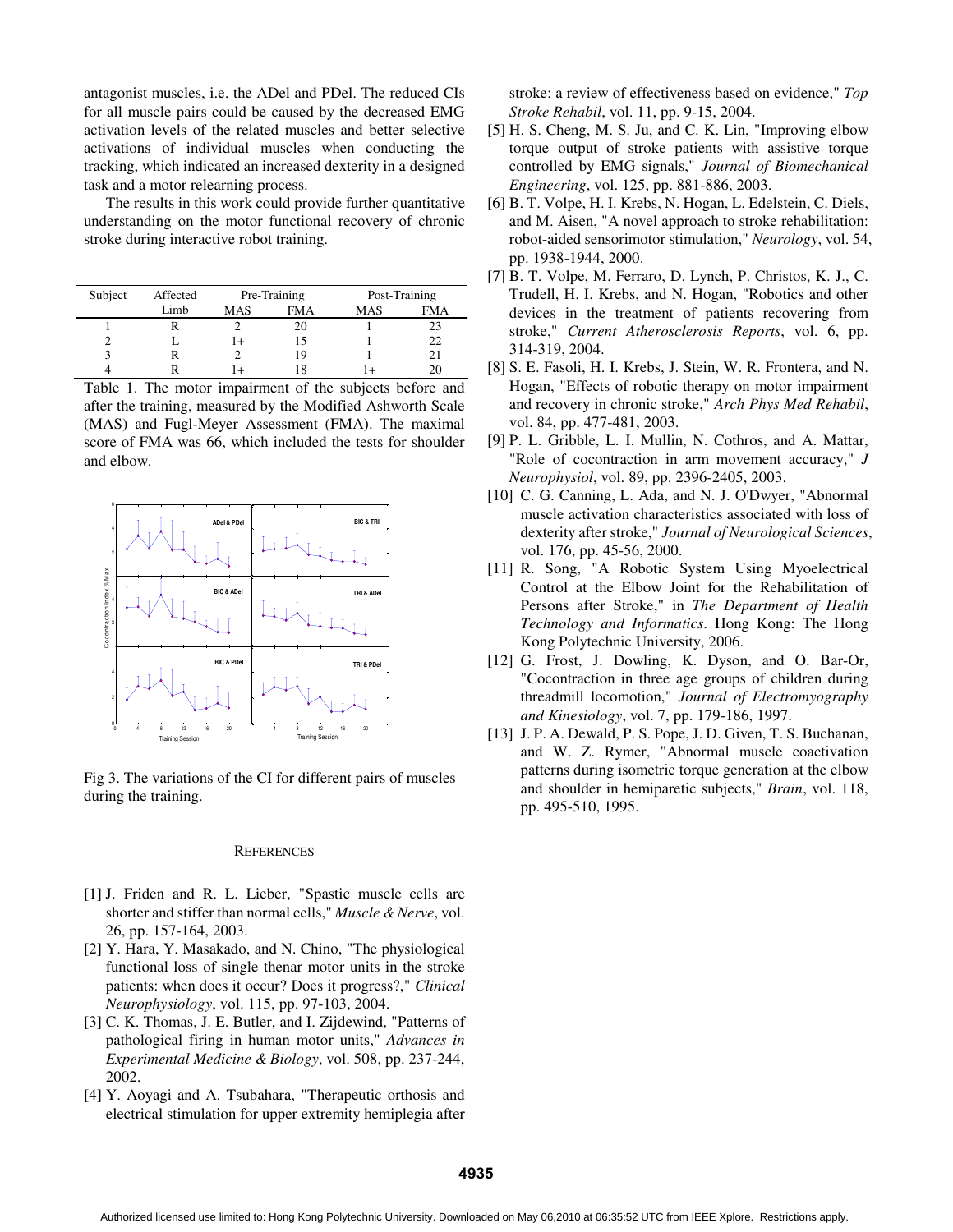antagonist muscles, i.e. the ADel and PDel. The reduced CIs for all muscle pairs could be caused by the decreased EMG activation levels of the related muscles and better selective activations of individual muscles when conducting the tracking, which indicated an increased dexterity in a designed task and a motor relearning process.

The results in this work could provide further quantitative understanding on the motor functional recovery of chronic stroke during interactive robot training.

| Subject | Affected Limb | Pre-Training | | Post-Training | |
|---|---|---|---|---|---|
| | | MAS | FMA | MAS | FMA |
| 1 | R | 2 | 20 | 1 | 23 |
| 2 | L | 1+ | 15 | 1 | 22 |
| 3 | R | 2 | 19 | 1 | 21 |
| 4 | R | 1+ | 18 | 1+ | 20 |

Table 1. The motor impairment of the subjects before and after the training, measured by the Modified Ashworth Scale (MAS) and Fugl-Meyer Assessment (FMA). The maximal score of FMA was 66, which included the tests for shoulder and elbow.

Cocontraction Index %Max

ADel & PDel

BIC & TRI

BIC & ADel

TRI & ADel

BIC & PDel

TRI & PDel

0 2 4 6

0 4 8 12 16 20

Training Session

4 8 12 16 20

Training Session

Fig 3. The variations of the CI for different pairs of muscles during the training.

## REFERENCES

[1] J. Friden and R. L. Lieber, "Spastic muscle cells are shorter and stiffer than normal cells," *Muscle & Nerve*, vol. 26, pp. 157-164, 2003.

[2] Y. Hara, Y. Masakado, and N. Chino, "The physiological functional loss of single thenar motor units in the stroke patients: when does it occur? Does it progress?," *Clinical Neurophysiology*, vol. 115, pp. 97-103, 2004.

[3] C. K. Thomas, J. E. Butler, and I. Zijdewind, "Patterns of pathological firing in human motor units," *Advances in Experimental Medicine & Biology*, vol. 508, pp. 237-244, 2002.

[4] Y. Aoyagi and A. Tsubahara, "Therapeutic orthosis and electrical stimulation for upper extremity hemiplegia after stroke: a review of effectiveness based on evidence," *Top Stroke Rehabil*, vol. 11, pp. 9-15, 2004.

[5] H. S. Cheng, M. S. Ju, and C. K. Lin, "Improving elbow torque output of stroke patients with assistive torque controlled by EMG signals," *Journal of Biomechanical Engineering*, vol. 125, pp. 881-886, 2003.

[6] B. T. Volpe, H. I. Krebs, N. Hogan, L. Edelstein, C. Diels, and M. Aisen, "A novel approach to stroke rehabilitation: robot-aided sensorimotor stimulation," *Neurology*, vol. 54, pp. 1938-1944, 2000.

[7] B. T. Volpe, M. Ferraro, D. Lynch, P. Christos, K. J., C. Trudell, H. I. Krebs, and N. Hogan, "Robotics and other devices in the treatment of patients recovering from stroke," *Current Atherosclerosis Reports*, vol. 6, pp. 314-319, 2004.

[8] S. E. Fasoli, H. I. Krebs, J. Stein, W. R. Frontera, and N. Hogan, "Effects of robotic therapy on motor impairment and recovery in chronic stroke," *Arch Phys Med Rehabil*, vol. 84, pp. 477-481, 2003.

[9] P. L. Gribble, L. I. Mullin, N. Cothros, and A. Mattar, "Role of cocontraction in arm movement accuracy," *J Neurophysiol*, vol. 89, pp. 2396-2405, 2003.

[10] C. G. Canning, L. Ada, and N. J. O'Dwyer, "Abnormal muscle activation characteristics associated with loss of dexterity after stroke," *Journal of Neurological Sciences*, vol. 176, pp. 45-56, 2000.

[11] R. Song, "A Robotic System Using Myoelectrical Control at the Elbow Joint for the Rehabilitation of Persons after Stroke," in *The Department of Health Technology and Informatics*. Hong Kong: The Hong Kong Polytechnic University, 2006.

[12] G. Frost, J. Dowling, K. Dyson, and O. Bar-Or, "Cocontraction in three age groups of children during treadmill locomotion," *Journal of Electromyography and Kinesiology*, vol. 7, pp. 179-186, 1997.

[13] J. P. A. Dewald, P. S. Pope, J. D. Given, T. S. Buchanan, and W. Z. Rymer, "Abnormal muscle coactivation patterns during isometric torque generation at the elbow and shoulder in hemiparetic subjects," *Brain*, vol. 118, pp. 495-510, 1995.